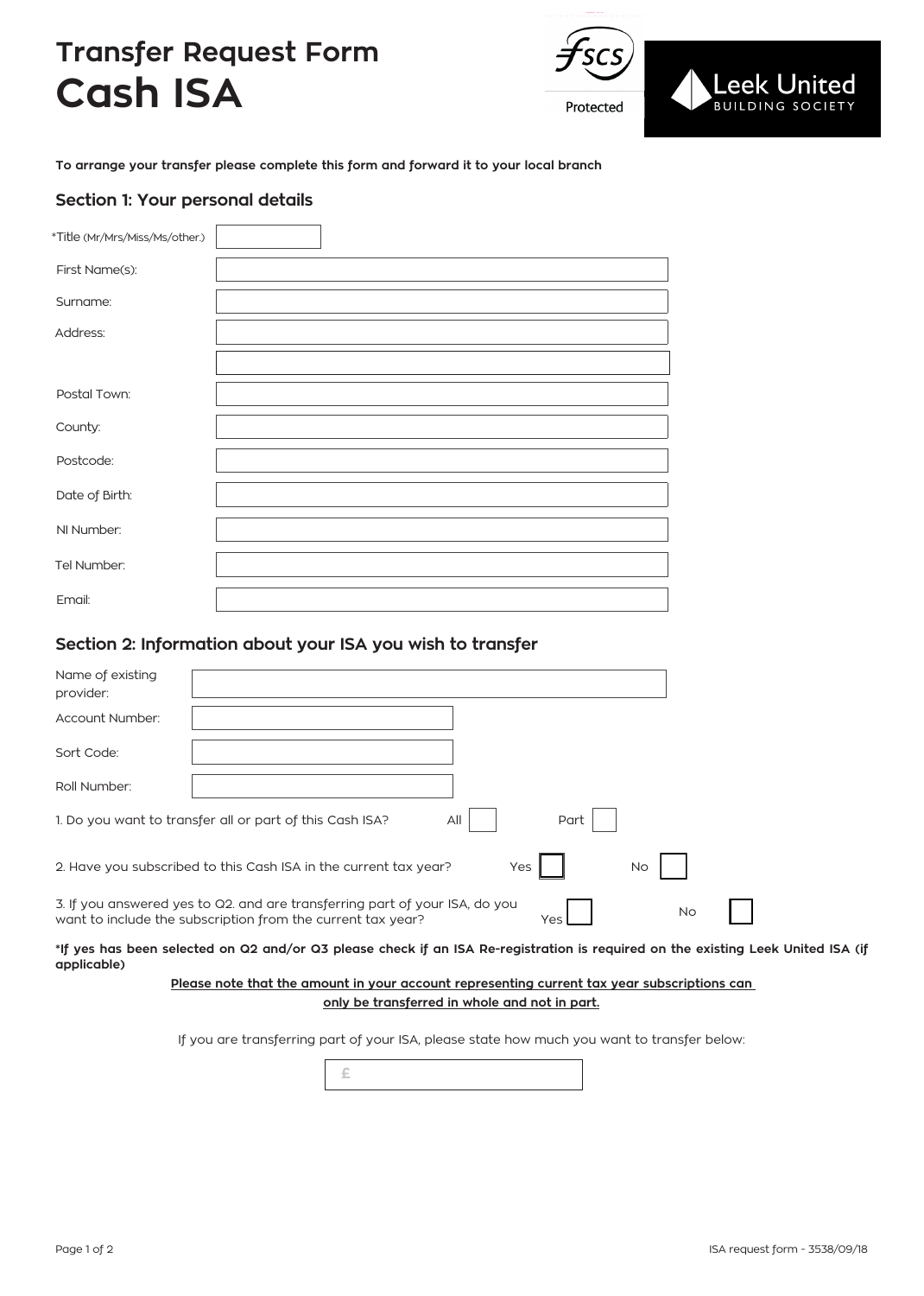# Transfer Request Form
# Cash ISA

FSCS Protected

Leek United BUILDING SOCIETY

**To arrange your transfer please complete this form and forward it to your local branch**

## Section 1: Your personal details

*Title (Mr/Mrs/Miss/Ms/other.)

First Name(s):

Surname:

Address:

Postal Town:

County:

Postcode:

Date of Birth:

NI Number:

Tel Number:

Email:

## Section 2: Information about your ISA you wish to transfer

Name of existing provider:

Account Number:

Sort Code:

Roll Number:

1. Do you want to transfer all or part of this Cash ISA? All ☐ Part ☐

2. Have you subscribed to this Cash ISA in the current tax year? Yes ☐ No ☐

3. If you answered yes to Q2. and are transferring part of your ISA, do you want to include the subscription from the current tax year? Yes ☐ No ☐

***If yes has been selected on Q2 and/or Q3 please check if an ISA Re-registration is required on the existing Leek United ISA (if applicable)**

**Please note that the amount in your account representing current tax year subscriptions can only be transferred in whole and not in part.**

If you are transferring part of your ISA, please state how much you want to transfer below:

£

ISA request form - 3538/09/18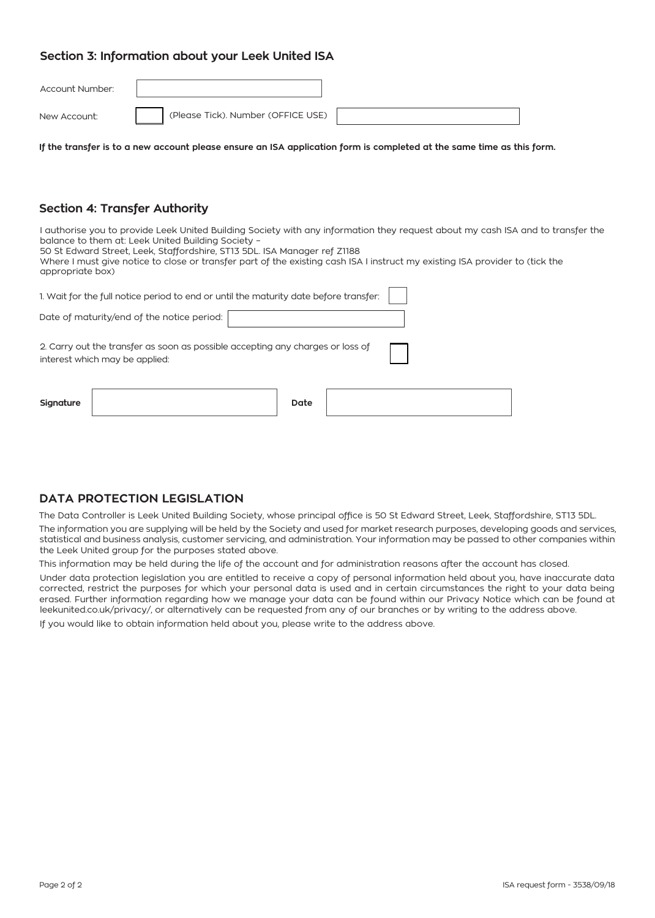## Section 3: Information about your Leek United ISA

Account Number:

New Account: ☐ (Please Tick). Number (OFFICE USE)

**If the transfer is to a new account please ensure an ISA application form is completed at the same time as this form.**

## Section 4: Transfer Authority

I authorise you to provide Leek United Building Society with any information they request about my cash ISA and to transfer the balance to them at: Leek United Building Society –
50 St Edward Street, Leek, Staffordshire, ST13 5DL. ISA Manager ref Z1188
Where I must give notice to close or transfer part of the existing cash ISA I instruct my existing ISA provider to (tick the appropriate box)

1. Wait for the full notice period to end or until the maturity date before transfer: ☐

Date of maturity/end of the notice period:

2. Carry out the transfer as soon as possible accepting any charges or loss of interest which may be applied: ☐

**Signature** **Date**

## DATA PROTECTION LEGISLATION

The Data Controller is Leek United Building Society, whose principal office is 50 St Edward Street, Leek, Staffordshire, ST13 5DL.

The information you are supplying will be held by the Society and used for market research purposes, developing goods and services, statistical and business analysis, customer servicing, and administration. Your information may be passed to other companies within the Leek United group for the purposes stated above.

This information may be held during the life of the account and for administration reasons after the account has closed.

Under data protection legislation you are entitled to receive a copy of personal information held about you, have inaccurate data corrected, restrict the purposes for which your personal data is used and in certain circumstances the right to your data being erased. Further information regarding how we manage your data can be found within our Privacy Notice which can be found at leekunited.co.uk/privacy/, or alternatively can be requested from any of our branches or by writing to the address above.

If you would like to obtain information held about you, please write to the address above.

ISA request form - 3538/09/18